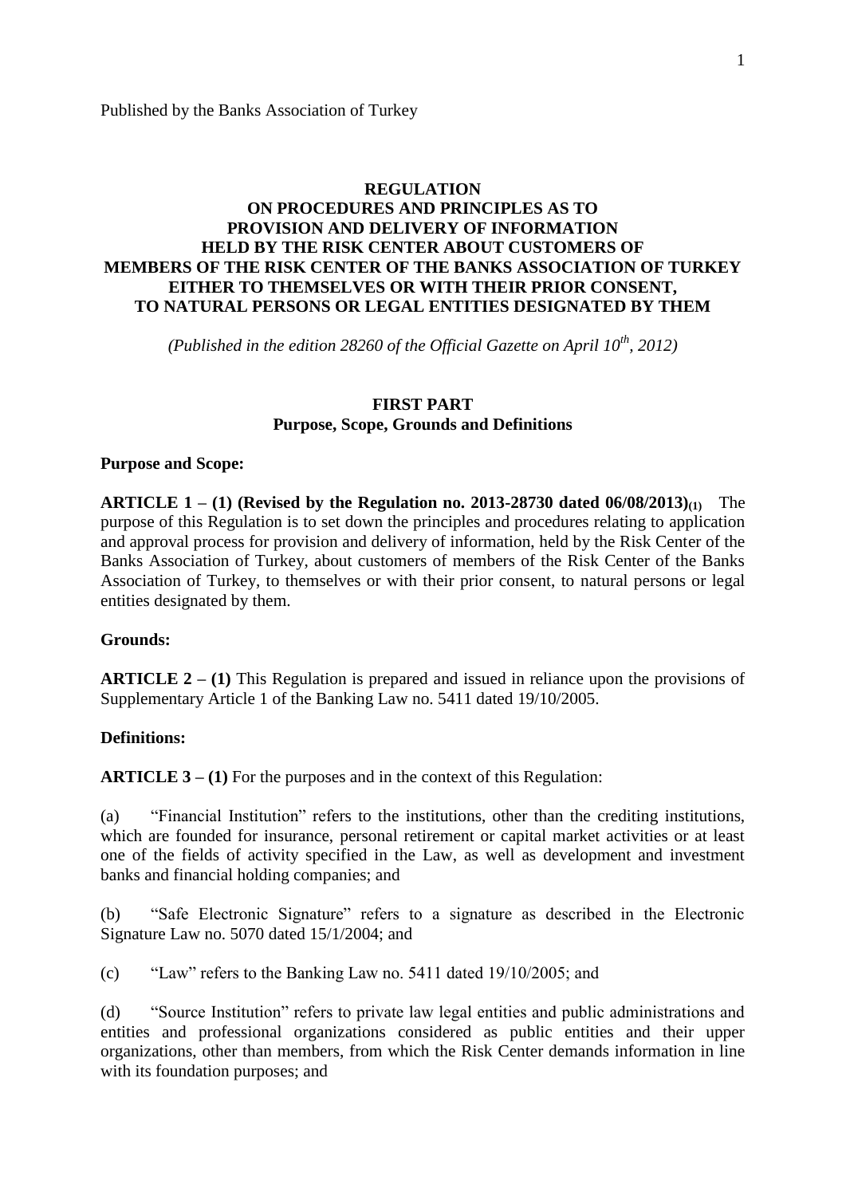Published by the Banks Association of Turkey

# REGULATION ON PROCEDURES AND PRINCIPLES AS TO PROVISION AND DELIVERY OF INFORMATION HELD BY THE RISK CENTER ABOUT CUSTOMERS OF MEMBERS OF THE RISK CENTER OF THE BANKS ASSOCIATION OF TURKEY EITHER TO THEMSELVES OR WITH THEIR PRIOR CONSENT, TO NATURAL PERSONS OR LEGAL ENTITIES DESIGNATED BY THEM

*(Published in the edition 28260 of the Official Gazette on April 10th, 2012)*

## FIRST PART
## Purpose, Scope, Grounds and Definitions

**Purpose and Scope:**

**ARTICLE 1 – (1) (Revised by the Regulation no. 2013-28730 dated 06/08/2013)(1)** The purpose of this Regulation is to set down the principles and procedures relating to application and approval process for provision and delivery of information, held by the Risk Center of the Banks Association of Turkey, about customers of members of the Risk Center of the Banks Association of Turkey, to themselves or with their prior consent, to natural persons or legal entities designated by them.

**Grounds:**

**ARTICLE 2 – (1)** This Regulation is prepared and issued in reliance upon the provisions of Supplementary Article 1 of the Banking Law no. 5411 dated 19/10/2005.

**Definitions:**

**ARTICLE 3 – (1)** For the purposes and in the context of this Regulation:

(a) "Financial Institution" refers to the institutions, other than the crediting institutions, which are founded for insurance, personal retirement or capital market activities or at least one of the fields of activity specified in the Law, as well as development and investment banks and financial holding companies; and

(b) "Safe Electronic Signature" refers to a signature as described in the Electronic Signature Law no. 5070 dated 15/1/2004; and

(c) "Law" refers to the Banking Law no. 5411 dated 19/10/2005; and

(d) "Source Institution" refers to private law legal entities and public administrations and entities and professional organizations considered as public entities and their upper organizations, other than members, from which the Risk Center demands information in line with its foundation purposes; and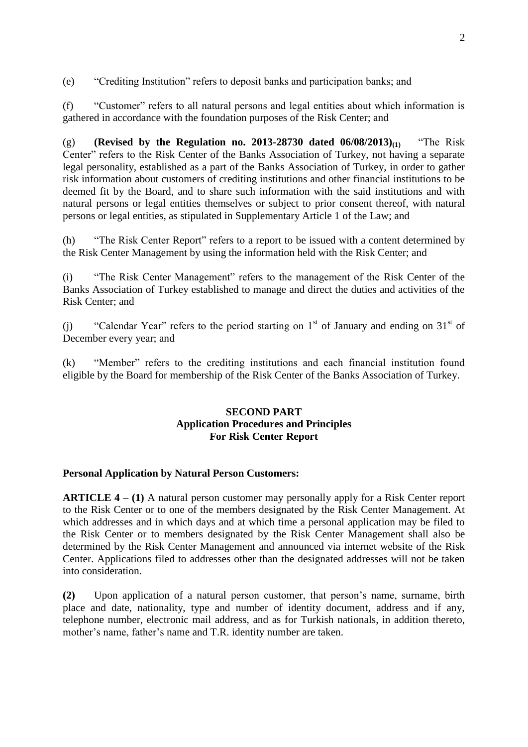(e) "Crediting Institution" refers to deposit banks and participation banks; and

(f) "Customer" refers to all natural persons and legal entities about which information is gathered in accordance with the foundation purposes of the Risk Center; and

(g) **(Revised by the Regulation no. 2013-28730 dated 06/08/2013)$_{(1)}$** "The Risk Center" refers to the Risk Center of the Banks Association of Turkey, not having a separate legal personality, established as a part of the Banks Association of Turkey, in order to gather risk information about customers of crediting institutions and other financial institutions to be deemed fit by the Board, and to share such information with the said institutions and with natural persons or legal entities themselves or subject to prior consent thereof, with natural persons or legal entities, as stipulated in Supplementary Article 1 of the Law; and

(h) "The Risk Center Report" refers to a report to be issued with a content determined by the Risk Center Management by using the information held with the Risk Center; and

(i) "The Risk Center Management" refers to the management of the Risk Center of the Banks Association of Turkey established to manage and direct the duties and activities of the Risk Center; and

(j) "Calendar Year" refers to the period starting on 1st of January and ending on 31st of December every year; and

(k) "Member" refers to the crediting institutions and each financial institution found eligible by the Board for membership of the Risk Center of the Banks Association of Turkey.

## SECOND PART
## Application Procedures and Principles For Risk Center Report

**Personal Application by Natural Person Customers:**

**ARTICLE 4 – (1)** A natural person customer may personally apply for a Risk Center report to the Risk Center or to one of the members designated by the Risk Center Management. At which addresses and in which days and at which time a personal application may be filed to the Risk Center or to members designated by the Risk Center Management shall also be determined by the Risk Center Management and announced via internet website of the Risk Center. Applications filed to addresses other than the designated addresses will not be taken into consideration.

**(2)** Upon application of a natural person customer, that person's name, surname, birth place and date, nationality, type and number of identity document, address and if any, telephone number, electronic mail address, and as for Turkish nationals, in addition thereto, mother's name, father's name and T.R. identity number are taken.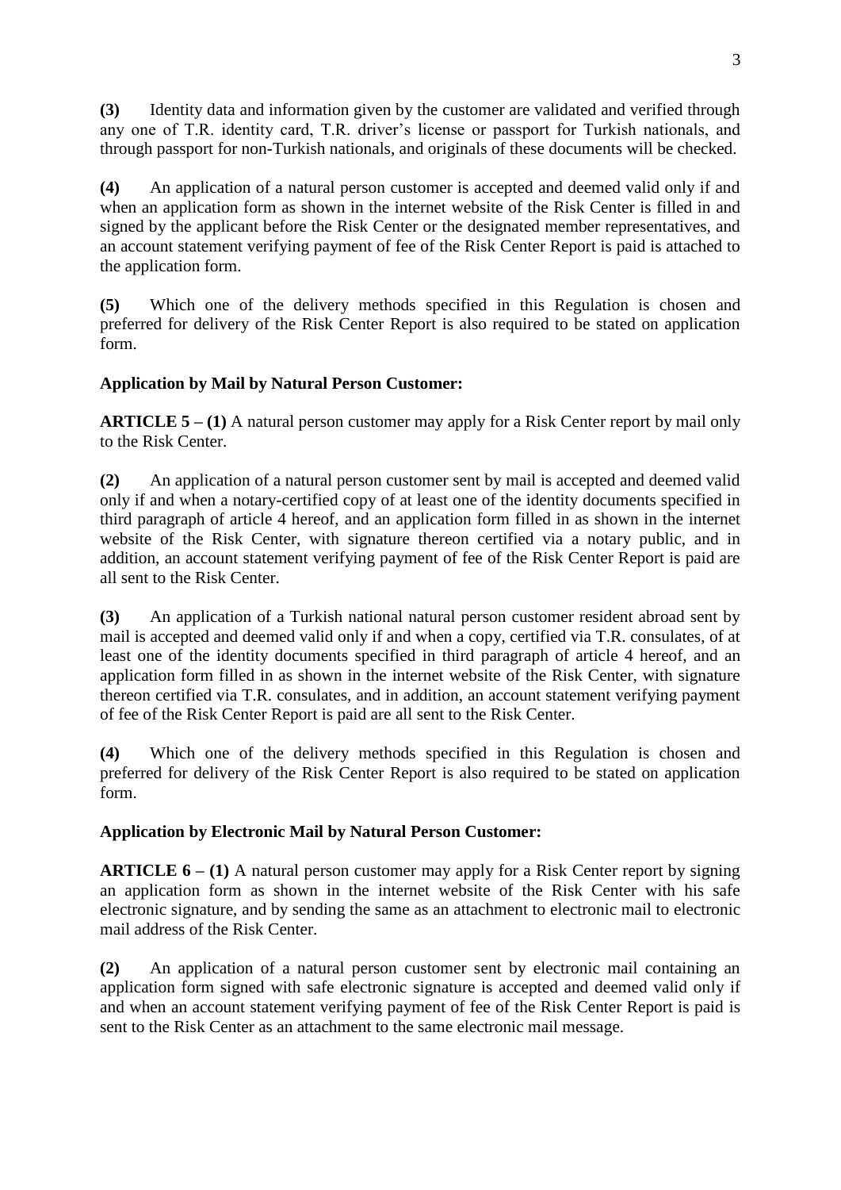**(3)** Identity data and information given by the customer are validated and verified through any one of T.R. identity card, T.R. driver's license or passport for Turkish nationals, and through passport for non-Turkish nationals, and originals of these documents will be checked.

**(4)** An application of a natural person customer is accepted and deemed valid only if and when an application form as shown in the internet website of the Risk Center is filled in and signed by the applicant before the Risk Center or the designated member representatives, and an account statement verifying payment of fee of the Risk Center Report is paid is attached to the application form.

**(5)** Which one of the delivery methods specified in this Regulation is chosen and preferred for delivery of the Risk Center Report is also required to be stated on application form.

**Application by Mail by Natural Person Customer:**

**ARTICLE 5 – (1)** A natural person customer may apply for a Risk Center report by mail only to the Risk Center.

**(2)** An application of a natural person customer sent by mail is accepted and deemed valid only if and when a notary-certified copy of at least one of the identity documents specified in third paragraph of article 4 hereof, and an application form filled in as shown in the internet website of the Risk Center, with signature thereon certified via a notary public, and in addition, an account statement verifying payment of fee of the Risk Center Report is paid are all sent to the Risk Center.

**(3)** An application of a Turkish national natural person customer resident abroad sent by mail is accepted and deemed valid only if and when a copy, certified via T.R. consulates, of at least one of the identity documents specified in third paragraph of article 4 hereof, and an application form filled in as shown in the internet website of the Risk Center, with signature thereon certified via T.R. consulates, and in addition, an account statement verifying payment of fee of the Risk Center Report is paid are all sent to the Risk Center.

**(4)** Which one of the delivery methods specified in this Regulation is chosen and preferred for delivery of the Risk Center Report is also required to be stated on application form.

**Application by Electronic Mail by Natural Person Customer:**

**ARTICLE 6 – (1)** A natural person customer may apply for a Risk Center report by signing an application form as shown in the internet website of the Risk Center with his safe electronic signature, and by sending the same as an attachment to electronic mail to electronic mail address of the Risk Center.

**(2)** An application of a natural person customer sent by electronic mail containing an application form signed with safe electronic signature is accepted and deemed valid only if and when an account statement verifying payment of fee of the Risk Center Report is paid is sent to the Risk Center as an attachment to the same electronic mail message.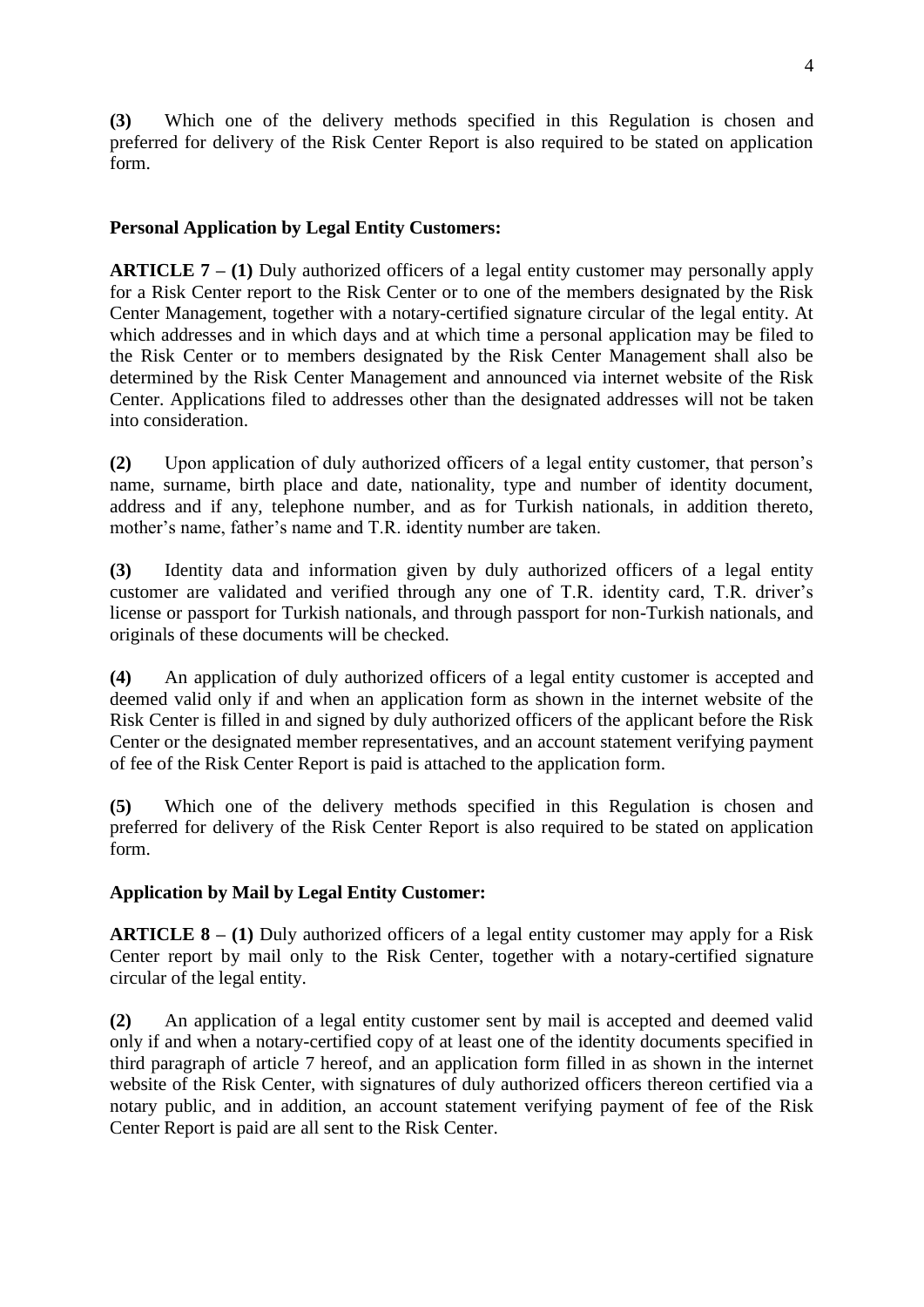**(3)** Which one of the delivery methods specified in this Regulation is chosen and preferred for delivery of the Risk Center Report is also required to be stated on application form.

**Personal Application by Legal Entity Customers:**

**ARTICLE 7 – (1)** Duly authorized officers of a legal entity customer may personally apply for a Risk Center report to the Risk Center or to one of the members designated by the Risk Center Management, together with a notary-certified signature circular of the legal entity. At which addresses and in which days and at which time a personal application may be filed to the Risk Center or to members designated by the Risk Center Management shall also be determined by the Risk Center Management and announced via internet website of the Risk Center. Applications filed to addresses other than the designated addresses will not be taken into consideration.

**(2)** Upon application of duly authorized officers of a legal entity customer, that person's name, surname, birth place and date, nationality, type and number of identity document, address and if any, telephone number, and as for Turkish nationals, in addition thereto, mother's name, father's name and T.R. identity number are taken.

**(3)** Identity data and information given by duly authorized officers of a legal entity customer are validated and verified through any one of T.R. identity card, T.R. driver's license or passport for Turkish nationals, and through passport for non-Turkish nationals, and originals of these documents will be checked.

**(4)** An application of duly authorized officers of a legal entity customer is accepted and deemed valid only if and when an application form as shown in the internet website of the Risk Center is filled in and signed by duly authorized officers of the applicant before the Risk Center or the designated member representatives, and an account statement verifying payment of fee of the Risk Center Report is paid is attached to the application form.

**(5)** Which one of the delivery methods specified in this Regulation is chosen and preferred for delivery of the Risk Center Report is also required to be stated on application form.

**Application by Mail by Legal Entity Customer:**

**ARTICLE 8 – (1)** Duly authorized officers of a legal entity customer may apply for a Risk Center report by mail only to the Risk Center, together with a notary-certified signature circular of the legal entity.

**(2)** An application of a legal entity customer sent by mail is accepted and deemed valid only if and when a notary-certified copy of at least one of the identity documents specified in third paragraph of article 7 hereof, and an application form filled in as shown in the internet website of the Risk Center, with signatures of duly authorized officers thereon certified via a notary public, and in addition, an account statement verifying payment of fee of the Risk Center Report is paid are all sent to the Risk Center.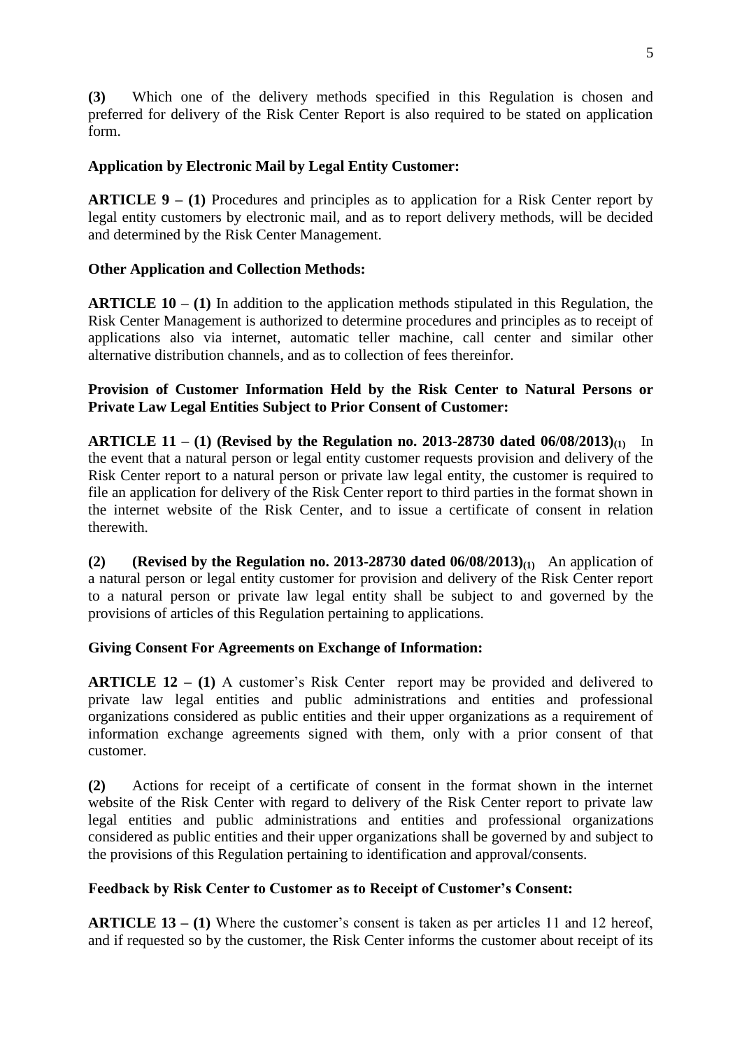**(3)** Which one of the delivery methods specified in this Regulation is chosen and preferred for delivery of the Risk Center Report is also required to be stated on application form.

**Application by Electronic Mail by Legal Entity Customer:**

**ARTICLE 9 – (1)** Procedures and principles as to application for a Risk Center report by legal entity customers by electronic mail, and as to report delivery methods, will be decided and determined by the Risk Center Management.

**Other Application and Collection Methods:**

**ARTICLE 10 – (1)** In addition to the application methods stipulated in this Regulation, the Risk Center Management is authorized to determine procedures and principles as to receipt of applications also via internet, automatic teller machine, call center and similar other alternative distribution channels, and as to collection of fees thereinfor.

**Provision of Customer Information Held by the Risk Center to Natural Persons or Private Law Legal Entities Subject to Prior Consent of Customer:**

**ARTICLE 11 – (1) (Revised by the Regulation no. 2013-28730 dated 06/08/2013)(1)** In the event that a natural person or legal entity customer requests provision and delivery of the Risk Center report to a natural person or private law legal entity, the customer is required to file an application for delivery of the Risk Center report to third parties in the format shown in the internet website of the Risk Center, and to issue a certificate of consent in relation therewith.

**(2) (Revised by the Regulation no. 2013-28730 dated 06/08/2013)(1)** An application of a natural person or legal entity customer for provision and delivery of the Risk Center report to a natural person or private law legal entity shall be subject to and governed by the provisions of articles of this Regulation pertaining to applications.

**Giving Consent For Agreements on Exchange of Information:**

**ARTICLE 12 – (1)** A customer's Risk Center report may be provided and delivered to private law legal entities and public administrations and entities and professional organizations considered as public entities and their upper organizations as a requirement of information exchange agreements signed with them, only with a prior consent of that customer.

**(2)** Actions for receipt of a certificate of consent in the format shown in the internet website of the Risk Center with regard to delivery of the Risk Center report to private law legal entities and public administrations and entities and professional organizations considered as public entities and their upper organizations shall be governed by and subject to the provisions of this Regulation pertaining to identification and approval/consents.

**Feedback by Risk Center to Customer as to Receipt of Customer's Consent:**

**ARTICLE 13 – (1)** Where the customer's consent is taken as per articles 11 and 12 hereof, and if requested so by the customer, the Risk Center informs the customer about receipt of its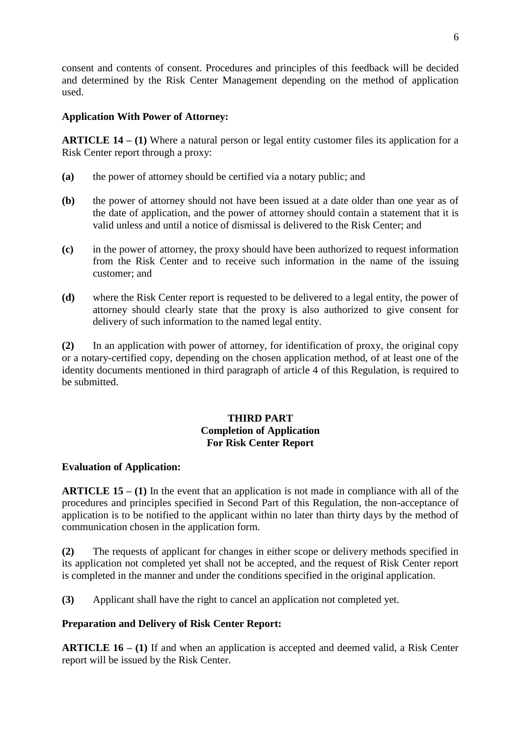consent and contents of consent. Procedures and principles of this feedback will be decided and determined by the Risk Center Management depending on the method of application used.

**Application With Power of Attorney:**

**ARTICLE 14 – (1)** Where a natural person or legal entity customer files its application for a Risk Center report through a proxy:

**(a)** the power of attorney should be certified via a notary public; and

**(b)** the power of attorney should not have been issued at a date older than one year as of the date of application, and the power of attorney should contain a statement that it is valid unless and until a notice of dismissal is delivered to the Risk Center; and

**(c)** in the power of attorney, the proxy should have been authorized to request information from the Risk Center and to receive such information in the name of the issuing customer; and

**(d)** where the Risk Center report is requested to be delivered to a legal entity, the power of attorney should clearly state that the proxy is also authorized to give consent for delivery of such information to the named legal entity.

**(2)** In an application with power of attorney, for identification of proxy, the original copy or a notary-certified copy, depending on the chosen application method, of at least one of the identity documents mentioned in third paragraph of article 4 of this Regulation, is required to be submitted.

## THIRD PART
## Completion of Application For Risk Center Report

**Evaluation of Application:**

**ARTICLE 15 – (1)** In the event that an application is not made in compliance with all of the procedures and principles specified in Second Part of this Regulation, the non-acceptance of application is to be notified to the applicant within no later than thirty days by the method of communication chosen in the application form.

**(2)** The requests of applicant for changes in either scope or delivery methods specified in its application not completed yet shall not be accepted, and the request of Risk Center report is completed in the manner and under the conditions specified in the original application.

**(3)** Applicant shall have the right to cancel an application not completed yet.

**Preparation and Delivery of Risk Center Report:**

**ARTICLE 16 – (1)** If and when an application is accepted and deemed valid, a Risk Center report will be issued by the Risk Center.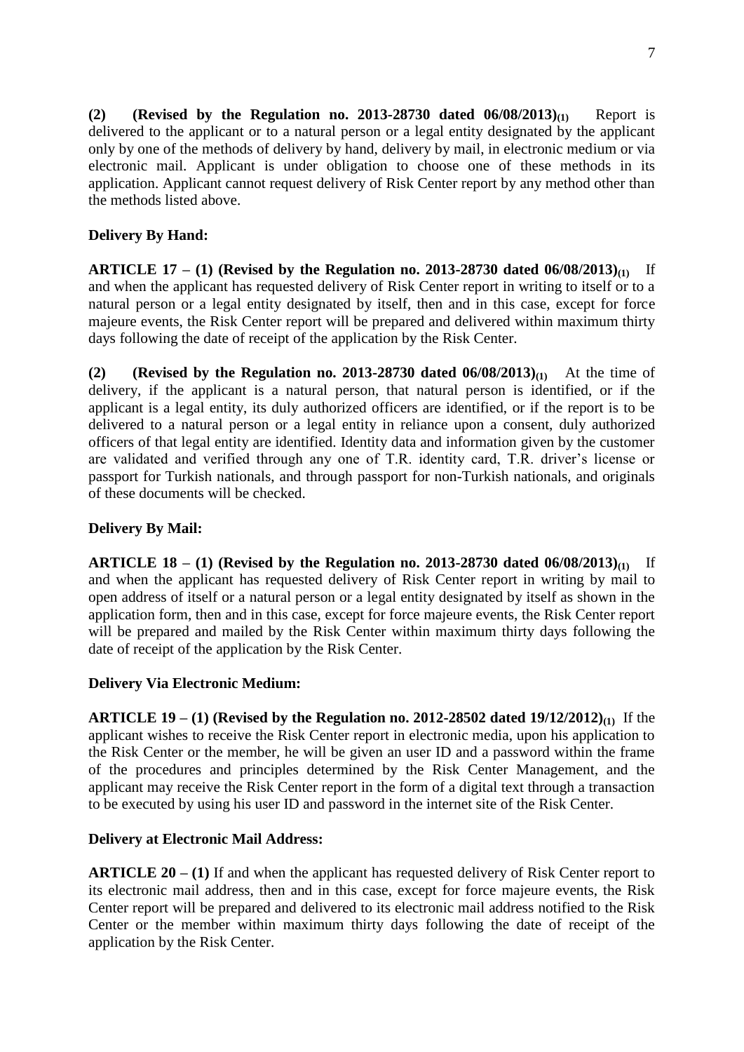**(2) (Revised by the Regulation no. 2013-28730 dated 06/08/2013)(1)** Report is delivered to the applicant or to a natural person or a legal entity designated by the applicant only by one of the methods of delivery by hand, delivery by mail, in electronic medium or via electronic mail. Applicant is under obligation to choose one of these methods in its application. Applicant cannot request delivery of Risk Center report by any method other than the methods listed above.

**Delivery By Hand:**

**ARTICLE 17 – (1) (Revised by the Regulation no. 2013-28730 dated 06/08/2013)(1)** If and when the applicant has requested delivery of Risk Center report in writing to itself or to a natural person or a legal entity designated by itself, then and in this case, except for force majeure events, the Risk Center report will be prepared and delivered within maximum thirty days following the date of receipt of the application by the Risk Center.

**(2) (Revised by the Regulation no. 2013-28730 dated 06/08/2013)(1)** At the time of delivery, if the applicant is a natural person, that natural person is identified, or if the applicant is a legal entity, its duly authorized officers are identified, or if the report is to be delivered to a natural person or a legal entity in reliance upon a consent, duly authorized officers of that legal entity are identified. Identity data and information given by the customer are validated and verified through any one of T.R. identity card, T.R. driver's license or passport for Turkish nationals, and through passport for non-Turkish nationals, and originals of these documents will be checked.

**Delivery By Mail:**

**ARTICLE 18 – (1) (Revised by the Regulation no. 2013-28730 dated 06/08/2013)(1)** If and when the applicant has requested delivery of Risk Center report in writing by mail to open address of itself or a natural person or a legal entity designated by itself as shown in the application form, then and in this case, except for force majeure events, the Risk Center report will be prepared and mailed by the Risk Center within maximum thirty days following the date of receipt of the application by the Risk Center.

**Delivery Via Electronic Medium:**

**ARTICLE 19 – (1) (Revised by the Regulation no. 2012-28502 dated 19/12/2012)(1)** If the applicant wishes to receive the Risk Center report in electronic media, upon his application to the Risk Center or the member, he will be given an user ID and a password within the frame of the procedures and principles determined by the Risk Center Management, and the applicant may receive the Risk Center report in the form of a digital text through a transaction to be executed by using his user ID and password in the internet site of the Risk Center.

**Delivery at Electronic Mail Address:**

**ARTICLE 20 – (1)** If and when the applicant has requested delivery of Risk Center report to its electronic mail address, then and in this case, except for force majeure events, the Risk Center report will be prepared and delivered to its electronic mail address notified to the Risk Center or the member within maximum thirty days following the date of receipt of the application by the Risk Center.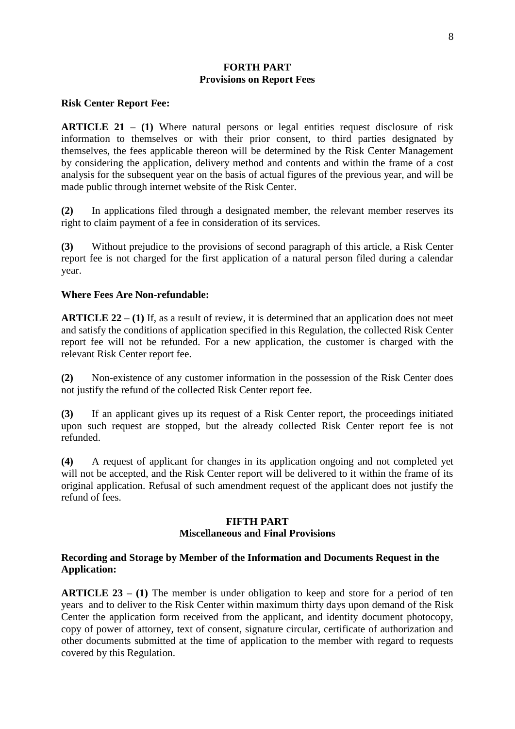## FORTH PART
## Provisions on Report Fees

**Risk Center Report Fee:**

**ARTICLE 21 – (1)** Where natural persons or legal entities request disclosure of risk information to themselves or with their prior consent, to third parties designated by themselves, the fees applicable thereon will be determined by the Risk Center Management by considering the application, delivery method and contents and within the frame of a cost analysis for the subsequent year on the basis of actual figures of the previous year, and will be made public through internet website of the Risk Center.

**(2)** In applications filed through a designated member, the relevant member reserves its right to claim payment of a fee in consideration of its services.

**(3)** Without prejudice to the provisions of second paragraph of this article, a Risk Center report fee is not charged for the first application of a natural person filed during a calendar year.

**Where Fees Are Non-refundable:**

**ARTICLE 22 – (1)** If, as a result of review, it is determined that an application does not meet and satisfy the conditions of application specified in this Regulation, the collected Risk Center report fee will not be refunded. For a new application, the customer is charged with the relevant Risk Center report fee.

**(2)** Non-existence of any customer information in the possession of the Risk Center does not justify the refund of the collected Risk Center report fee.

**(3)** If an applicant gives up its request of a Risk Center report, the proceedings initiated upon such request are stopped, but the already collected Risk Center report fee is not refunded.

**(4)** A request of applicant for changes in its application ongoing and not completed yet will not be accepted, and the Risk Center report will be delivered to it within the frame of its original application. Refusal of such amendment request of the applicant does not justify the refund of fees.

## FIFTH PART
## Miscellaneous and Final Provisions

**Recording and Storage by Member of the Information and Documents Request in the Application:**

**ARTICLE 23 – (1)** The member is under obligation to keep and store for a period of ten years and to deliver to the Risk Center within maximum thirty days upon demand of the Risk Center the application form received from the applicant, and identity document photocopy, copy of power of attorney, text of consent, signature circular, certificate of authorization and other documents submitted at the time of application to the member with regard to requests covered by this Regulation.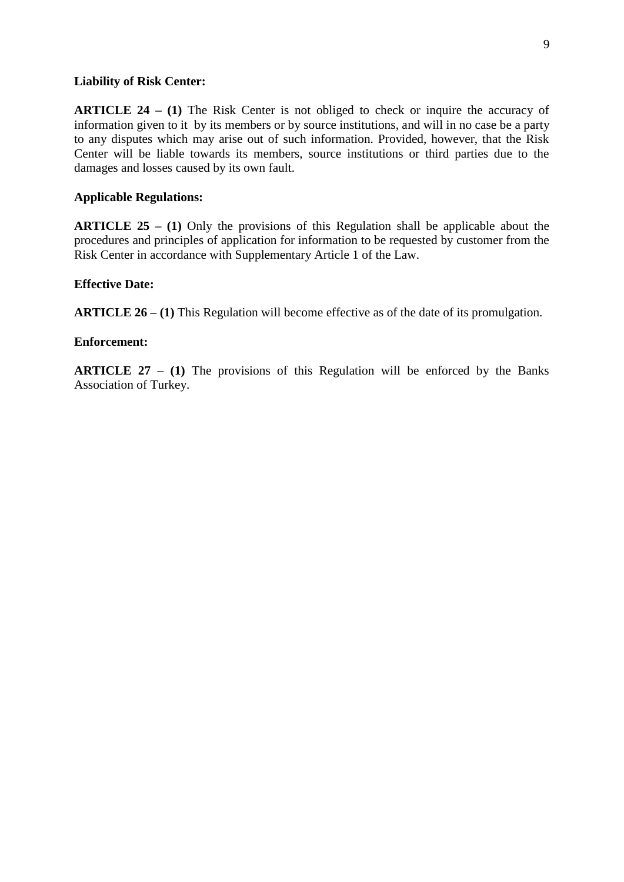**Liability of Risk Center:**

**ARTICLE 24 – (1)** The Risk Center is not obliged to check or inquire the accuracy of information given to it by its members or by source institutions, and will in no case be a party to any disputes which may arise out of such information. Provided, however, that the Risk Center will be liable towards its members, source institutions or third parties due to the damages and losses caused by its own fault.

**Applicable Regulations:**

**ARTICLE 25 – (1)** Only the provisions of this Regulation shall be applicable about the procedures and principles of application for information to be requested by customer from the Risk Center in accordance with Supplementary Article 1 of the Law.

**Effective Date:**

**ARTICLE 26 – (1)** This Regulation will become effective as of the date of its promulgation.

**Enforcement:**

**ARTICLE 27 – (1)** The provisions of this Regulation will be enforced by the Banks Association of Turkey.